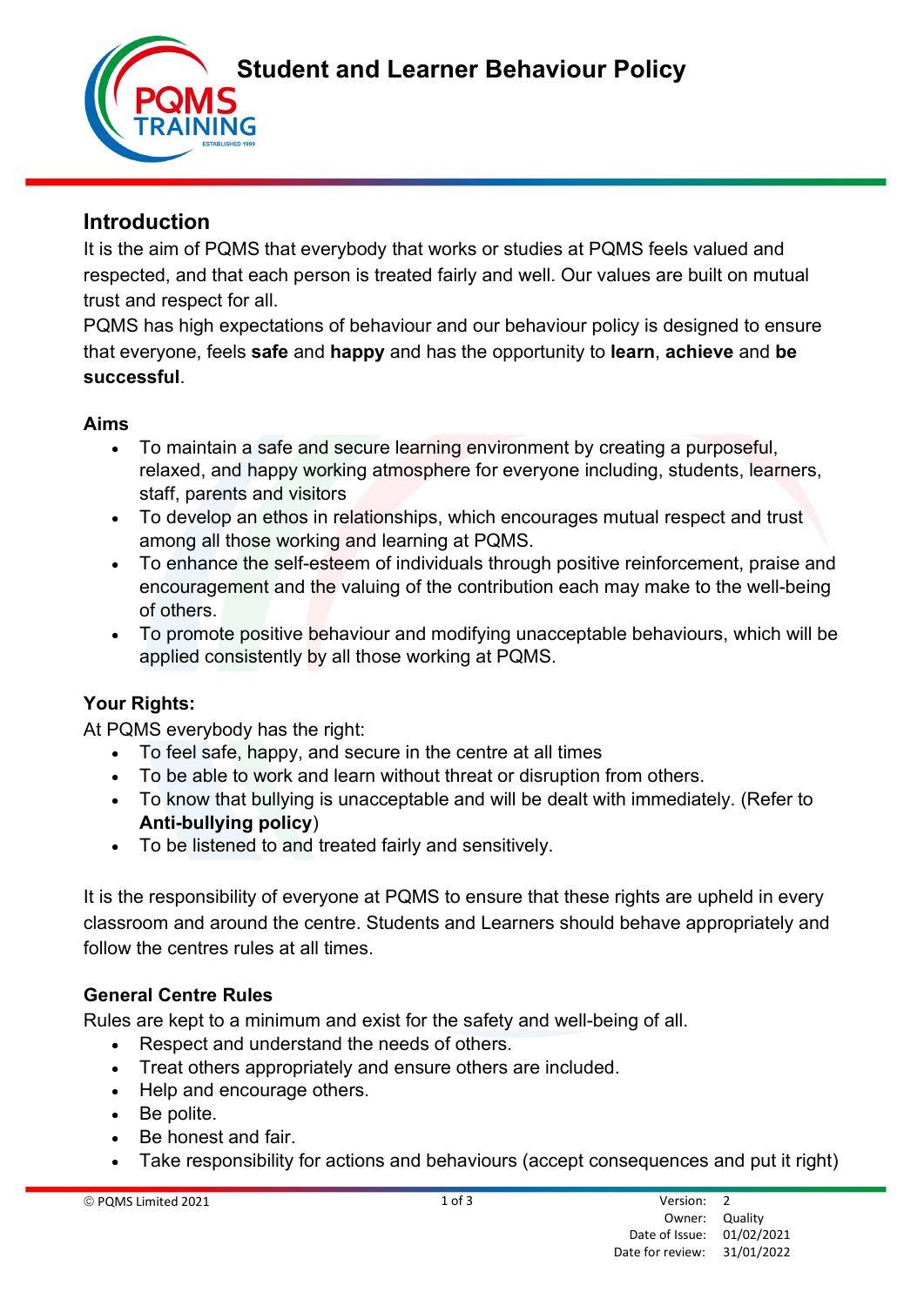# Student and Learner Behaviour Policy

## Introduction

It is the aim of PQMS that everybody that works or studies at PQMS feels valued and respected, and that each person is treated fairly and well. Our values are built on mutual trust and respect for all.

PQMS has high expectations of behaviour and our behaviour policy is designed to ensure that everyone, feels **safe** and **happy** and has the opportunity to **learn**, **achieve** and **be successful**.

### Aims

- To maintain a safe and secure learning environment by creating a purposeful, relaxed, and happy working atmosphere for everyone including, students, learners, staff, parents and visitors
- To develop an ethos in relationships, which encourages mutual respect and trust among all those working and learning at PQMS.
- To enhance the self-esteem of individuals through positive reinforcement, praise and encouragement and the valuing of the contribution each may make to the well-being of others.
- To promote positive behaviour and modifying unacceptable behaviours, which will be applied consistently by all those working at PQMS.

### Your Rights:

At PQMS everybody has the right:

- To feel safe, happy, and secure in the centre at all times
- To be able to work and learn without threat or disruption from others.
- To know that bullying is unacceptable and will be dealt with immediately. (Refer to **Anti-bullying policy**)
- To be listened to and treated fairly and sensitively.

It is the responsibility of everyone at PQMS to ensure that these rights are upheld in every classroom and around the centre. Students and Learners should behave appropriately and follow the centres rules at all times.

### General Centre Rules

Rules are kept to a minimum and exist for the safety and well-being of all.

- Respect and understand the needs of others.
- Treat others appropriately and ensure others are included.
- Help and encourage others.
- Be polite.
- Be honest and fair.
- Take responsibility for actions and behaviours (accept consequences and put it right)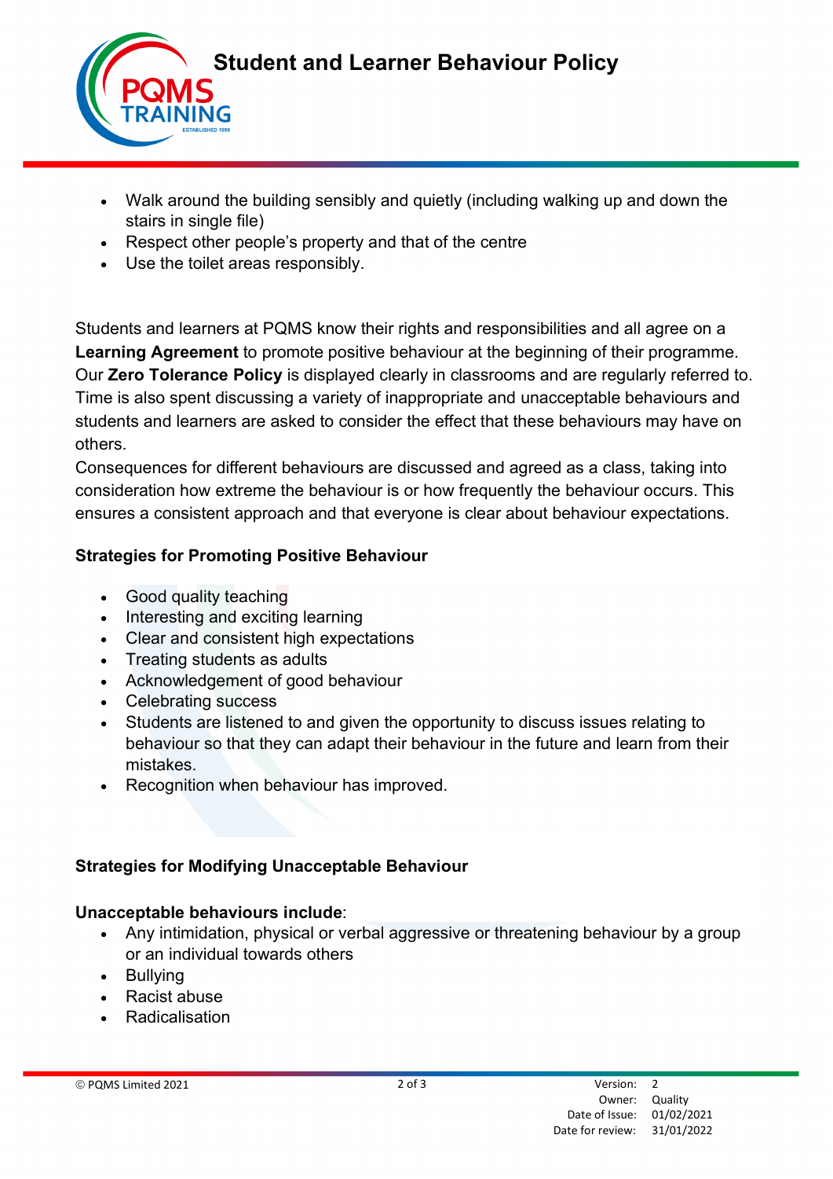- Walk around the building sensibly and quietly (including walking up and down the stairs in single file)
- Respect other people's property and that of the centre
- Use the toilet areas responsibly.

Students and learners at PQMS know their rights and responsibilities and all agree on a **Learning Agreement** to promote positive behaviour at the beginning of their programme. Our **Zero Tolerance Policy** is displayed clearly in classrooms and are regularly referred to. Time is also spent discussing a variety of inappropriate and unacceptable behaviours and students and learners are asked to consider the effect that these behaviours may have on others.

Consequences for different behaviours are discussed and agreed as a class, taking into consideration how extreme the behaviour is or how frequently the behaviour occurs. This ensures a consistent approach and that everyone is clear about behaviour expectations.

**Strategies for Promoting Positive Behaviour**

- Good quality teaching
- Interesting and exciting learning
- Clear and consistent high expectations
- Treating students as adults
- Acknowledgement of good behaviour
- Celebrating success
- Students are listened to and given the opportunity to discuss issues relating to behaviour so that they can adapt their behaviour in the future and learn from their mistakes.
- Recognition when behaviour has improved.

**Strategies for Modifying Unacceptable Behaviour**

**Unacceptable behaviours include**:

- Any intimidation, physical or verbal aggressive or threatening behaviour by a group or an individual towards others
- Bullying
- Racist abuse
- Radicalisation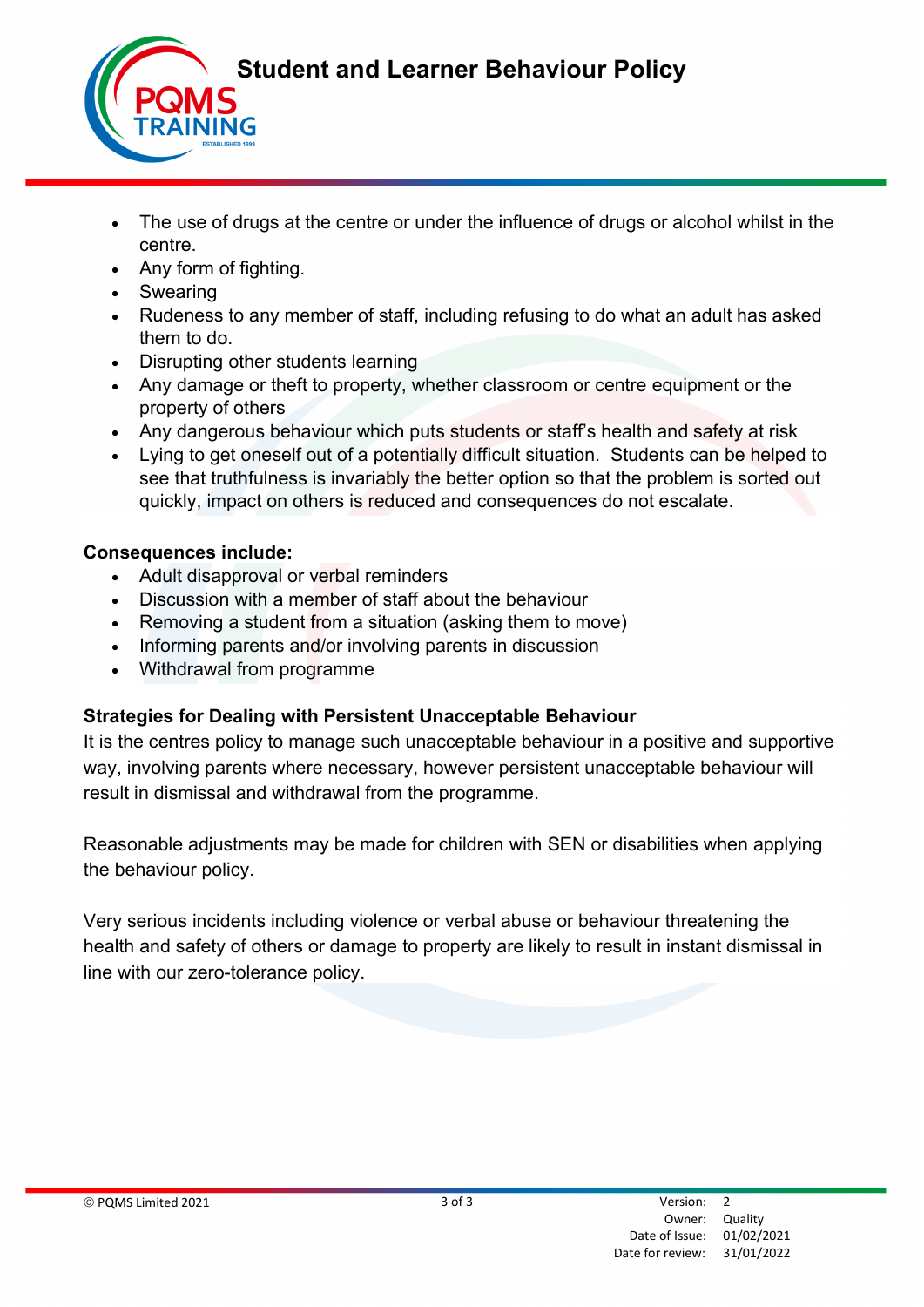- The use of drugs at the centre or under the influence of drugs or alcohol whilst in the centre.
- Any form of fighting.
- Swearing
- Rudeness to any member of staff, including refusing to do what an adult has asked them to do.
- Disrupting other students learning
- Any damage or theft to property, whether classroom or centre equipment or the property of others
- Any dangerous behaviour which puts students or staff's health and safety at risk
- Lying to get oneself out of a potentially difficult situation. Students can be helped to see that truthfulness is invariably the better option so that the problem is sorted out quickly, impact on others is reduced and consequences do not escalate.

**Consequences include:**

- Adult disapproval or verbal reminders
- Discussion with a member of staff about the behaviour
- Removing a student from a situation (asking them to move)
- Informing parents and/or involving parents in discussion
- Withdrawal from programme

### Strategies for Dealing with Persistent Unacceptable Behaviour

It is the centres policy to manage such unacceptable behaviour in a positive and supportive way, involving parents where necessary, however persistent unacceptable behaviour will result in dismissal and withdrawal from the programme.

Reasonable adjustments may be made for children with SEN or disabilities when applying the behaviour policy.

Very serious incidents including violence or verbal abuse or behaviour threatening the health and safety of others or damage to property are likely to result in instant dismissal in line with our zero-tolerance policy.